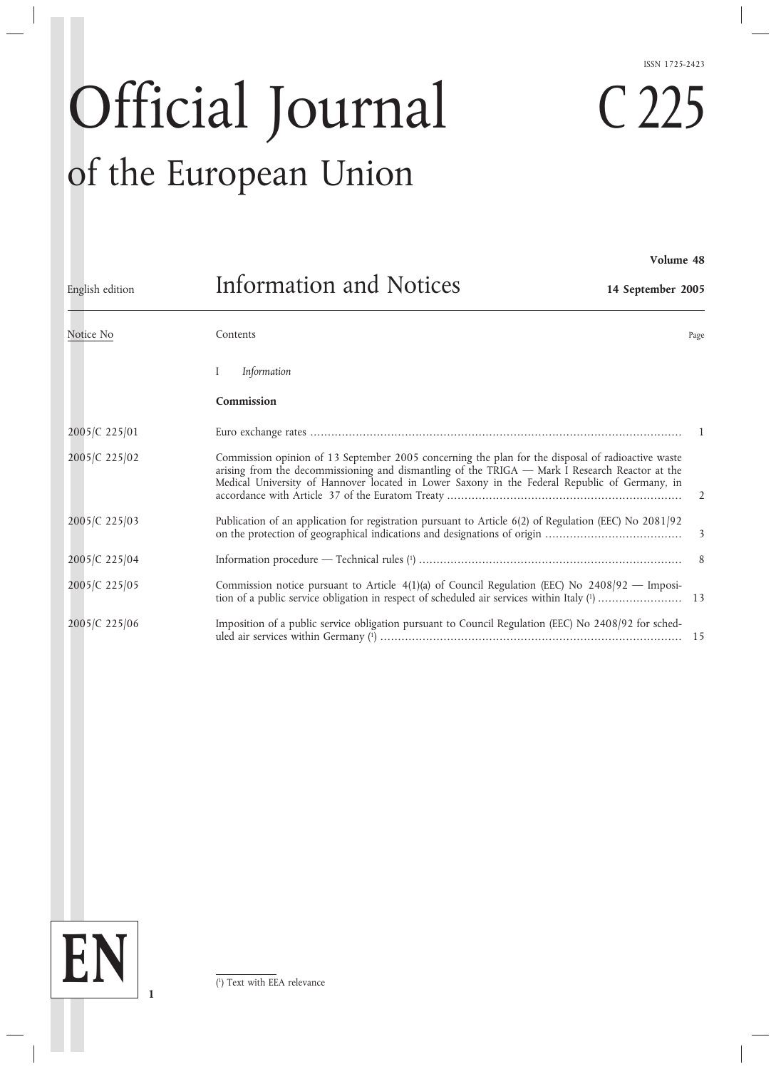ISSN 1725-2423

# Official Journal of the European Union

# C 225

English edition

## Information and Notices

Volume 48

14 September 2005

| Notice No | Contents | Page |
| --- | --- | --- |
| | I *Information* | |
| | **Commission** | |
| 2005/C 225/01 | Euro exchange rates | 1 |
| 2005/C 225/02 | Commission opinion of 13 September 2005 concerning the plan for the disposal of radioactive waste arising from the decommissioning and dismantling of the TRIGA — Mark I Research Reactor at the Medical University of Hannover located in Lower Saxony in the Federal Republic of Germany, in accordance with Article 37 of the Euratom Treaty | 2 |
| 2005/C 225/03 | Publication of an application for registration pursuant to Article 6(2) of Regulation (EEC) No 2081/92 on the protection of geographical indications and designations of origin | 3 |
| 2005/C 225/04 | Information procedure — Technical rules [1] | 8 |
| 2005/C 225/05 | Commission notice pursuant to Article 4(1)(a) of Council Regulation (EEC) No 2408/92 — Imposition of a public service obligation in respect of scheduled air services within Italy [1] | 13 |
| 2005/C 225/06 | Imposition of a public service obligation pursuant to Council Regulation (EEC) No 2408/92 for scheduled air services within Germany [1] | 15 |

EN

[1] Text with EEA relevance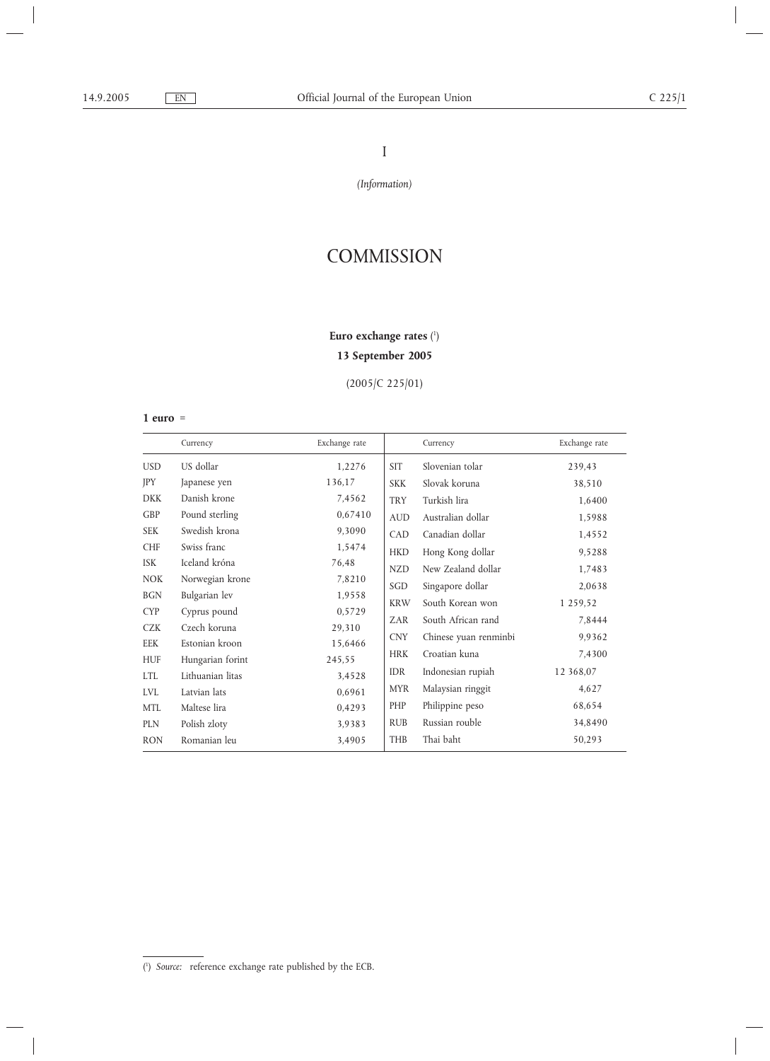I

*(Information)*

# COMMISSION

## Euro exchange rates [1]

## 13 September 2005

(2005/C 225/01)

**1 euro** =

| | Currency | Exchange rate | | Currency | Exchange rate |
|---|---|---|---|---|---|
| USD | US dollar | 1,2276 | SIT | Slovenian tolar | 239,43 |
| JPY | Japanese yen | 136,17 | SKK | Slovak koruna | 38,510 |
| DKK | Danish krone | 7,4562 | TRY | Turkish lira | 1,6400 |
| GBP | Pound sterling | 0,67410 | AUD | Australian dollar | 1,5988 |
| SEK | Swedish krona | 9,3090 | CAD | Canadian dollar | 1,4552 |
| CHF | Swiss franc | 1,5474 | HKD | Hong Kong dollar | 9,5288 |
| ISK | Iceland króna | 76,48 | NZD | New Zealand dollar | 1,7483 |
| NOK | Norwegian krone | 7,8210 | SGD | Singapore dollar | 2,0638 |
| BGN | Bulgarian lev | 1,9558 | KRW | South Korean won | 1 259,52 |
| CYP | Cyprus pound | 0,5729 | ZAR | South African rand | 7,8444 |
| CZK | Czech koruna | 29,310 | CNY | Chinese yuan renminbi | 9,9362 |
| EEK | Estonian kroon | 15,6466 | HRK | Croatian kuna | 7,4300 |
| HUF | Hungarian forint | 245,55 | IDR | Indonesian rupiah | 12 368,07 |
| LTL | Lithuanian litas | 3,4528 | MYR | Malaysian ringgit | 4,627 |
| LVL | Latvian lats | 0,6961 | PHP | Philippine peso | 68,654 |
| MTL | Maltese lira | 0,4293 | RUB | Russian rouble | 34,8490 |
| PLN | Polish zloty | 3,9383 | THB | Thai baht | 50,293 |
| RON | Romanian leu | 3,4905 | | | |

[1] *Source:* reference exchange rate published by the ECB.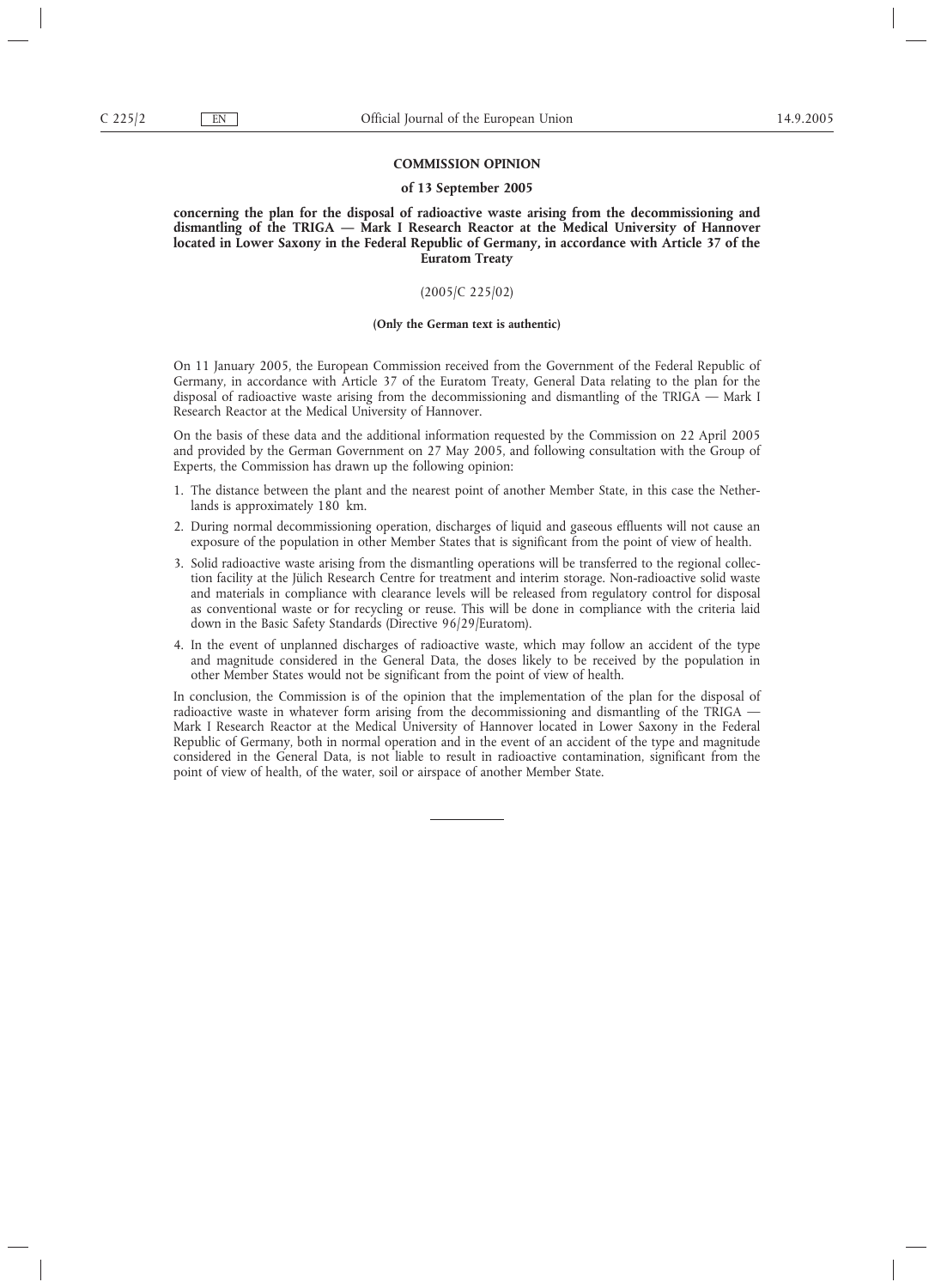## COMMISSION OPINION

### of 13 September 2005

### concerning the plan for the disposal of radioactive waste arising from the decommissioning and dismantling of the TRIGA — Mark I Research Reactor at the Medical University of Hannover located in Lower Saxony in the Federal Republic of Germany, in accordance with Article 37 of the Euratom Treaty

(2005/C 225/02)

**(Only the German text is authentic)**

On 11 January 2005, the European Commission received from the Government of the Federal Republic of Germany, in accordance with Article 37 of the Euratom Treaty, General Data relating to the plan for the disposal of radioactive waste arising from the decommissioning and dismantling of the TRIGA — Mark I Research Reactor at the Medical University of Hannover.

On the basis of these data and the additional information requested by the Commission on 22 April 2005 and provided by the German Government on 27 May 2005, and following consultation with the Group of Experts, the Commission has drawn up the following opinion:

1. The distance between the plant and the nearest point of another Member State, in this case the Netherlands is approximately 180 km.
2. During normal decommissioning operation, discharges of liquid and gaseous effluents will not cause an exposure of the population in other Member States that is significant from the point of view of health.
3. Solid radioactive waste arising from the dismantling operations will be transferred to the regional collection facility at the Jülich Research Centre for treatment and interim storage. Non-radioactive solid waste and materials in compliance with clearance levels will be released from regulatory control for disposal as conventional waste or for recycling or reuse. This will be done in compliance with the criteria laid down in the Basic Safety Standards (Directive 96/29/Euratom).
4. In the event of unplanned discharges of radioactive waste, which may follow an accident of the type and magnitude considered in the General Data, the doses likely to be received by the population in other Member States would not be significant from the point of view of health.

In conclusion, the Commission is of the opinion that the implementation of the plan for the disposal of radioactive waste in whatever form arising from the decommissioning and dismantling of the TRIGA — Mark I Research Reactor at the Medical University of Hannover located in Lower Saxony in the Federal Republic of Germany, both in normal operation and in the event of an accident of the type and magnitude considered in the General Data, is not liable to result in radioactive contamination, significant from the point of view of health, of the water, soil or airspace of another Member State.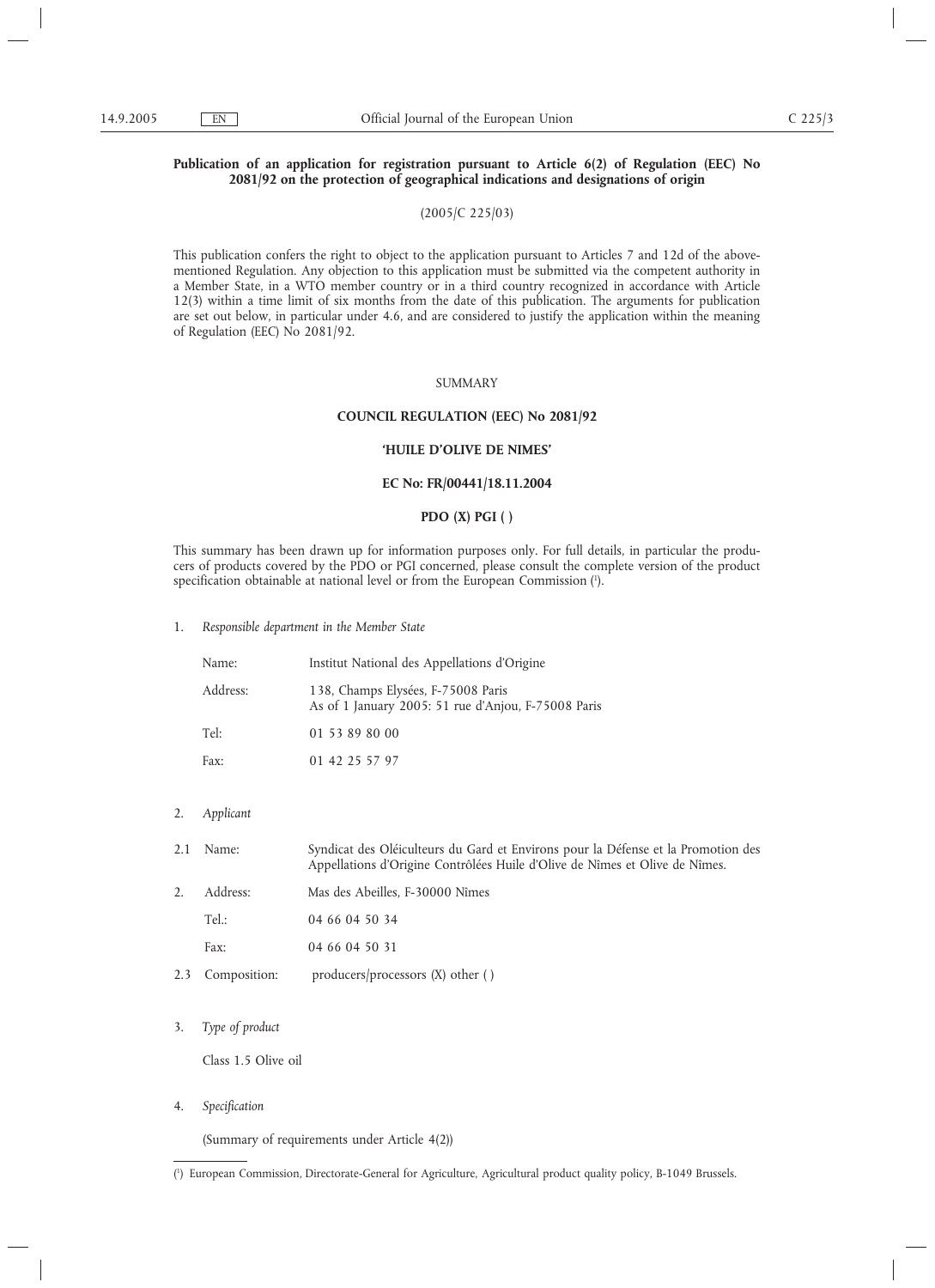**Publication of an application for registration pursuant to Article 6(2) of Regulation (EEC) No 2081/92 on the protection of geographical indications and designations of origin**

(2005/C 225/03)

This publication confers the right to object to the application pursuant to Articles 7 and 12d of the above-mentioned Regulation. Any objection to this application must be submitted via the competent authority in a Member State, in a WTO member country or in a third country recognized in accordance with Article 12(3) within a time limit of six months from the date of this publication. The arguments for publication are set out below, in particular under 4.6, and are considered to justify the application within the meaning of Regulation (EEC) No 2081/92.

SUMMARY

**COUNCIL REGULATION (EEC) No 2081/92**

**'HUILE D'OLIVE DE NIMES'**

**EC No: FR/00441/18.11.2004**

**PDO (X) PGI ( )**

This summary has been drawn up for information purposes only. For full details, in particular the producers of products covered by the PDO or PGI concerned, please consult the complete version of the product specification obtainable at national level or from the European Commission [1].

1. *Responsible department in the Member State*

| | |
|---|---|
| Name: | Institut National des Appellations d'Origine |
| Address: | 138, Champs Elysées, F-75008 Paris<br>As of 1 January 2005: 51 rue d'Anjou, F-75008 Paris |
| Tel: | 01 53 89 80 00 |
| Fax: | 01 42 25 57 97 |

2. *Applicant*

| | | |
|---|---|---|
| 2.1 | Name: | Syndicat des Oléiculteurs du Gard et Environs pour la Défense et la Promotion des Appellations d'Origine Contrôlées Huile d'Olive de Nîmes et Olive de Nîmes. |
| 2. | Address: | Mas des Abeilles, F-30000 Nîmes |
| | Tel.: | 04 66 04 50 34 |
| | Fax: | 04 66 04 50 31 |
| 2.3 | Composition: | producers/processors (X) other ( ) |

3. *Type of product*

Class 1.5 Olive oil

4. *Specification*

(Summary of requirements under Article 4(2))

[1] European Commission, Directorate-General for Agriculture, Agricultural product quality policy, B-1049 Brussels.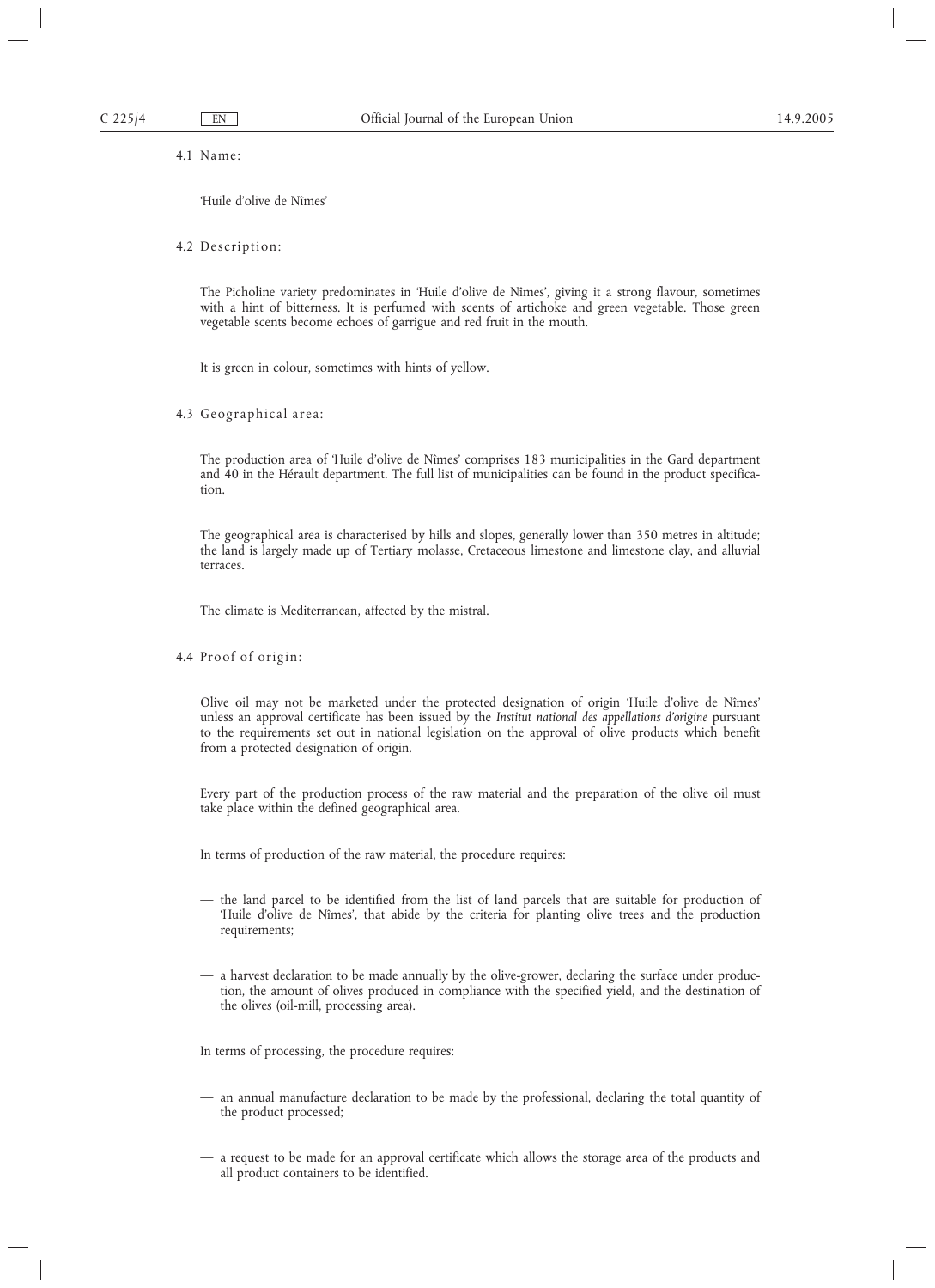4.1 Name:

'Huile d'olive de Nîmes'

4.2 Description:

The Picholine variety predominates in 'Huile d'olive de Nîmes', giving it a strong flavour, sometimes with a hint of bitterness. It is perfumed with scents of artichoke and green vegetable. Those green vegetable scents become echoes of garrigue and red fruit in the mouth.

It is green in colour, sometimes with hints of yellow.

4.3 Geographical area:

The production area of 'Huile d'olive de Nîmes' comprises 183 municipalities in the Gard department and 40 in the Hérault department. The full list of municipalities can be found in the product specification.

The geographical area is characterised by hills and slopes, generally lower than 350 metres in altitude; the land is largely made up of Tertiary molasse, Cretaceous limestone and limestone clay, and alluvial terraces.

The climate is Mediterranean, affected by the mistral.

4.4 Proof of origin:

Olive oil may not be marketed under the protected designation of origin 'Huile d'olive de Nîmes' unless an approval certificate has been issued by the *Institut national des appellations d'origine* pursuant to the requirements set out in national legislation on the approval of olive products which benefit from a protected designation of origin.

Every part of the production process of the raw material and the preparation of the olive oil must take place within the defined geographical area.

In terms of production of the raw material, the procedure requires:

— the land parcel to be identified from the list of land parcels that are suitable for production of 'Huile d'olive de Nîmes', that abide by the criteria for planting olive trees and the production requirements;

— a harvest declaration to be made annually by the olive-grower, declaring the surface under production, the amount of olives produced in compliance with the specified yield, and the destination of the olives (oil-mill, processing area).

In terms of processing, the procedure requires:

— an annual manufacture declaration to be made by the professional, declaring the total quantity of the product processed;

— a request to be made for an approval certificate which allows the storage area of the products and all product containers to be identified.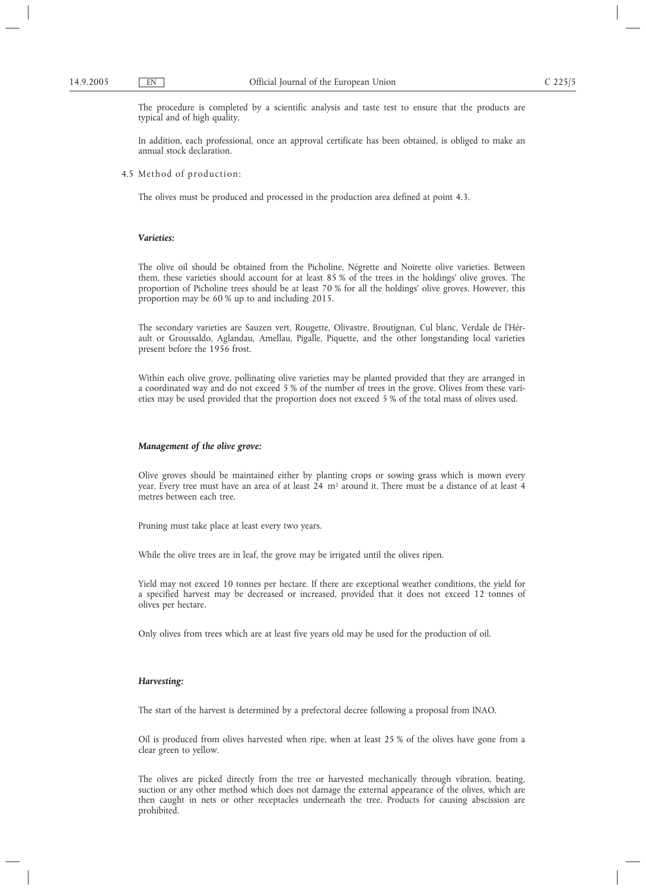The procedure is completed by a scientific analysis and taste test to ensure that the products are typical and of high quality.

In addition, each professional, once an approval certificate has been obtained, is obliged to make an annual stock declaration.

4.5 Method of production:

The olives must be produced and processed in the production area defined at point 4.3.

***Varieties:***

The olive oil should be obtained from the Picholine, Négrette and Noirette olive varieties. Between them, these varieties should account for at least 85 % of the trees in the holdings' olive groves. The proportion of Picholine trees should be at least 70 % for all the holdings' olive groves. However, this proportion may be 60 % up to and including 2015.

The secondary varieties are Sauzen vert, Rougette, Olivastre, Broutignan, Cul blanc, Verdale de l'Hérault or Groussaldo, Aglandau, Amellau, Pigalle, Piquette, and the other longstanding local varieties present before the 1956 frost.

Within each olive grove, pollinating olive varieties may be planted provided that they are arranged in a coordinated way and do not exceed 5 % of the number of trees in the grove. Olives from these varieties may be used provided that the proportion does not exceed 5 % of the total mass of olives used.

***Management of the olive grove:***

Olive groves should be maintained either by planting crops or sowing grass which is mown every year. Every tree must have an area of at least 24 $m^2$ around it. There must be a distance of at least 4 metres between each tree.

Pruning must take place at least every two years.

While the olive trees are in leaf, the grove may be irrigated until the olives ripen.

Yield may not exceed 10 tonnes per hectare. If there are exceptional weather conditions, the yield for a specified harvest may be decreased or increased, provided that it does not exceed 12 tonnes of olives per hectare.

Only olives from trees which are at least five years old may be used for the production of oil.

***Harvesting:***

The start of the harvest is determined by a prefectoral decree following a proposal from INAO.

Oil is produced from olives harvested when ripe, when at least 25 % of the olives have gone from a clear green to yellow.

The olives are picked directly from the tree or harvested mechanically through vibration, beating, suction or any other method which does not damage the external appearance of the olives, which are then caught in nets or other receptacles underneath the tree. Products for causing abscission are prohibited.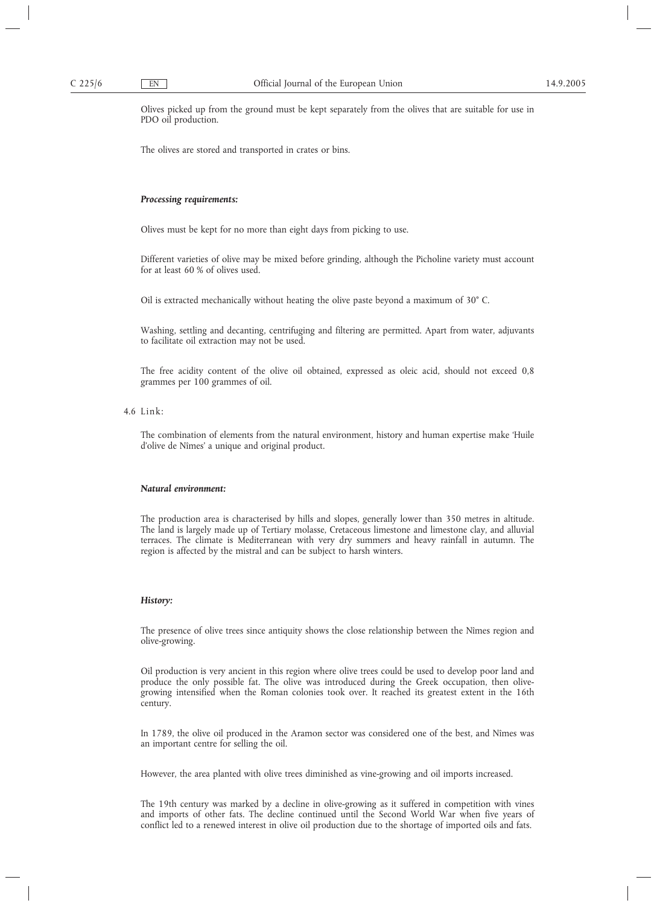Olives picked up from the ground must be kept separately from the olives that are suitable for use in PDO oil production.

The olives are stored and transported in crates or bins.

***Processing requirements:***

Olives must be kept for no more than eight days from picking to use.

Different varieties of olive may be mixed before grinding, although the Picholine variety must account for at least 60 % of olives used.

Oil is extracted mechanically without heating the olive paste beyond a maximum of 30° C.

Washing, settling and decanting, centrifuging and filtering are permitted. Apart from water, adjuvants to facilitate oil extraction may not be used.

The free acidity content of the olive oil obtained, expressed as oleic acid, should not exceed 0,8 grammes per 100 grammes of oil.

4.6 Link:

The combination of elements from the natural environment, history and human expertise make 'Huile d'olive de Nîmes' a unique and original product.

***Natural environment:***

The production area is characterised by hills and slopes, generally lower than 350 metres in altitude. The land is largely made up of Tertiary molasse, Cretaceous limestone and limestone clay, and alluvial terraces. The climate is Mediterranean with very dry summers and heavy rainfall in autumn. The region is affected by the mistral and can be subject to harsh winters.

***History:***

The presence of olive trees since antiquity shows the close relationship between the Nîmes region and olive-growing.

Oil production is very ancient in this region where olive trees could be used to develop poor land and produce the only possible fat. The olive was introduced during the Greek occupation, then olive-growing intensified when the Roman colonies took over. It reached its greatest extent in the 16th century.

In 1789, the olive oil produced in the Aramon sector was considered one of the best, and Nîmes was an important centre for selling the oil.

However, the area planted with olive trees diminished as vine-growing and oil imports increased.

The 19th century was marked by a decline in olive-growing as it suffered in competition with vines and imports of other fats. The decline continued until the Second World War when five years of conflict led to a renewed interest in olive oil production due to the shortage of imported oils and fats.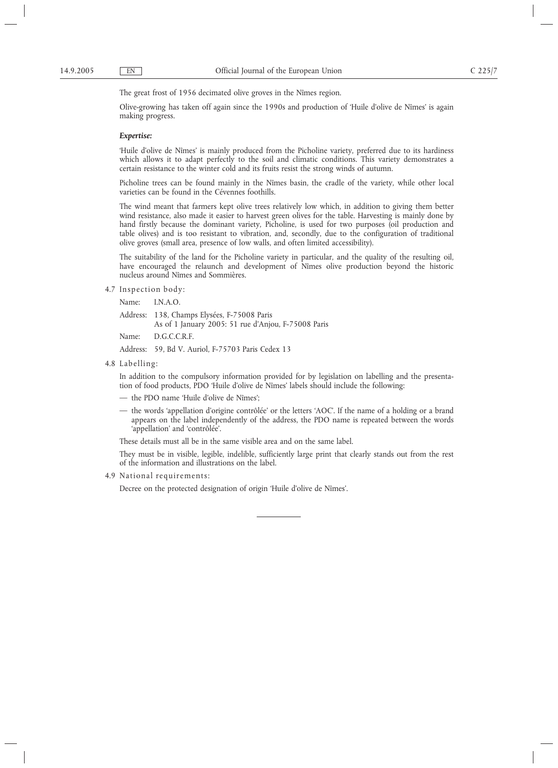The great frost of 1956 decimated olive groves in the Nîmes region.

Olive-growing has taken off again since the 1990s and production of 'Huile d'olive de Nîmes' is again making progress.

***Expertise:***

'Huile d'olive de Nîmes' is mainly produced from the Picholine variety, preferred due to its hardiness which allows it to adapt perfectly to the soil and climatic conditions. This variety demonstrates a certain resistance to the winter cold and its fruits resist the strong winds of autumn.

Picholine trees can be found mainly in the Nîmes basin, the cradle of the variety, while other local varieties can be found in the Cévennes foothills.

The wind meant that farmers kept olive trees relatively low which, in addition to giving them better wind resistance, also made it easier to harvest green olives for the table. Harvesting is mainly done by hand firstly because the dominant variety, Picholine, is used for two purposes (oil production and table olives) and is too resistant to vibration, and, secondly, due to the configuration of traditional olive groves (small area, presence of low walls, and often limited accessibility).

The suitability of the land for the Picholine variety in particular, and the quality of the resulting oil, have encouraged the relaunch and development of Nîmes olive production beyond the historic nucleus around Nîmes and Sommières.

4.7 Inspection body:

Name: I.N.A.O.

Address: 138, Champs Elysées, F-75008 Paris
As of 1 January 2005: 51 rue d'Anjou, F-75008 Paris

Name: D.G.C.C.R.F.

Address: 59, Bd V. Auriol, F-75703 Paris Cedex 13

4.8 Labelling:

In addition to the compulsory information provided for by legislation on labelling and the presentation of food products, PDO 'Huile d'olive de Nîmes' labels should include the following:

- the PDO name 'Huile d'olive de Nîmes';
- the words 'appellation d'origine contrôlée' or the letters 'AOC'. If the name of a holding or a brand appears on the label independently of the address, the PDO name is repeated between the words 'appellation' and 'contrôlée'.

These details must all be in the same visible area and on the same label.

They must be in visible, legible, indelible, sufficiently large print that clearly stands out from the rest of the information and illustrations on the label.

4.9 National requirements:

Decree on the protected designation of origin 'Huile d'olive de Nîmes'.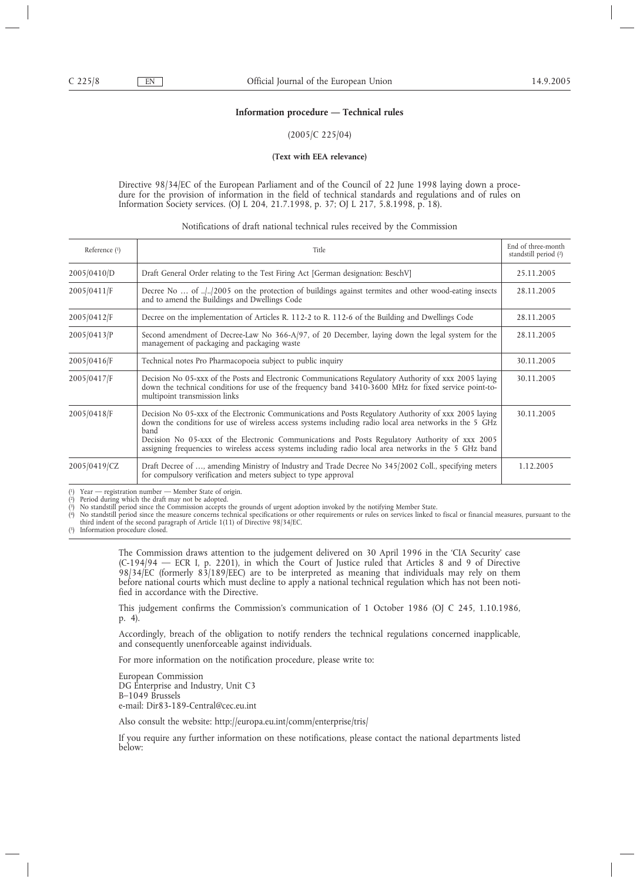## Information procedure — Technical rules

(2005/C 225/04)

**(Text with EEA relevance)**

Directive 98/34/EC of the European Parliament and of the Council of 22 June 1998 laying down a procedure for the provision of information in the field of technical standards and regulations and of rules on Information Society services. (OJ L 204, 21.7.1998, p. 37; OJ L 217, 5.8.1998, p. 18).

Notifications of draft national technical rules received by the Commission

| Reference [1] | Title | End of three-month standstill period [2] |
|---|---|---|
| 2005/0410/D | Draft General Order relating to the Test Firing Act [German designation: BeschV] | 25.11.2005 |
| 2005/0411/F | Decree No … of ../../2005 on the protection of buildings against termites and other wood-eating insects and to amend the Buildings and Dwellings Code | 28.11.2005 |
| 2005/0412/F | Decree on the implementation of Articles R. 112-2 to R. 112-6 of the Building and Dwellings Code | 28.11.2005 |
| 2005/0413/P | Second amendment of Decree-Law No 366-A/97, of 20 December, laying down the legal system for the management of packaging and packaging waste | 28.11.2005 |
| 2005/0416/F | Technical notes Pro Pharmacopoeia subject to public inquiry | 30.11.2005 |
| 2005/0417/F | Decision No 05-xxx of the Posts and Electronic Communications Regulatory Authority of xxx 2005 laying down the technical conditions for use of the frequency band 3410-3600 MHz for fixed service point-to-multipoint transmission links | 30.11.2005 |
| 2005/0418/F | Decision No 05-xxx of the Electronic Communications and Posts Regulatory Authority of xxx 2005 laying down the conditions for use of wireless access systems including radio local area networks in the 5 GHz band<br>Decision No 05-xxx of the Electronic Communications and Posts Regulatory Authority of xxx 2005 assigning frequencies to wireless access systems including radio local area networks in the 5 GHz band | 30.11.2005 |
| 2005/0419/CZ | Draft Decree of …, amending Ministry of Industry and Trade Decree No 345/2002 Coll., specifying meters for compulsory verification and meters subject to type approval | 1.12.2005 |

[1] Year — registration number — Member State of origin.
[2] Period during which the draft may not be adopted.
[3] No standstill period since the Commission accepts the grounds of urgent adoption invoked by the notifying Member State.
[4] No standstill period since the measure concerns technical specifications or other requirements or rules on services linked to fiscal or financial measures, pursuant to the third indent of the second paragraph of Article 1(11) of Directive 98/34/EC.
[5] Information procedure closed.

The Commission draws attention to the judgement delivered on 30 April 1996 in the 'CIA Security' case (C-194/94 — ECR I, p. 2201), in which the Court of Justice ruled that Articles 8 and 9 of Directive 98/34/EC (formerly 83/189/EEC) are to be interpreted as meaning that individuals may rely on them before national courts which must decline to apply a national technical regulation which has not been notified in accordance with the Directive.

This judgement confirms the Commission's communication of 1 October 1986 (OJ C 245, 1.10.1986, p. 4).

Accordingly, breach of the obligation to notify renders the technical regulations concerned inapplicable, and consequently unenforceable against individuals.

For more information on the notification procedure, please write to:

European Commission
DG Enterprise and Industry, Unit C3
B–1049 Brussels
e-mail: Dir83-189-Central@cec.eu.int

Also consult the website: http://europa.eu.int/comm/enterprise/tris/

If you require any further information on these notifications, please contact the national departments listed below: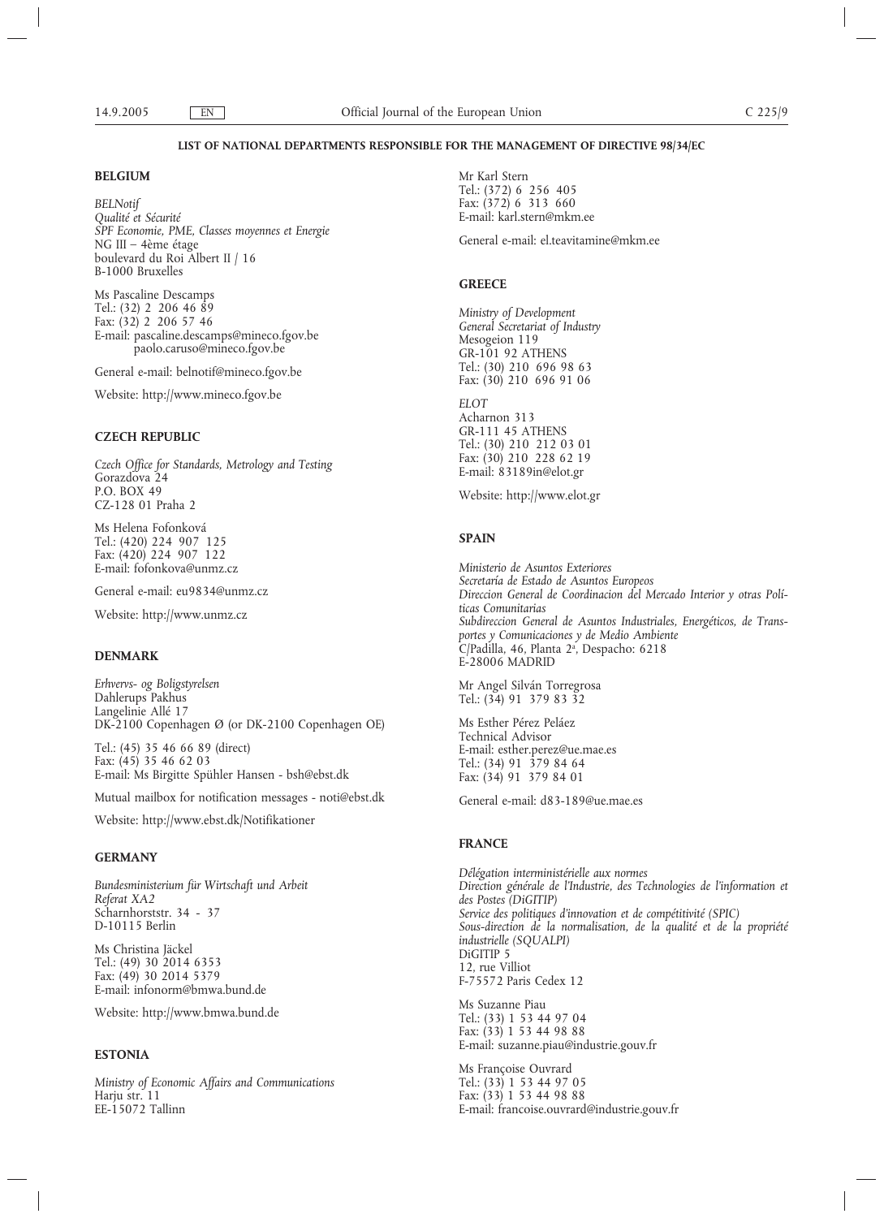## LIST OF NATIONAL DEPARTMENTS RESPONSIBLE FOR THE MANAGEMENT OF DIRECTIVE 98/34/EC

### BELGIUM

*BELNotif*
*Qualité et Sécurité*
*SPF Economie, PME, Classes moyennes et Energie*
NG III – 4ème étage
boulevard du Roi Albert II / 16
B-1000 Bruxelles

Ms Pascaline Descamps
Tel.: (32) 2 206 46 89
Fax: (32) 2 206 57 46
E-mail: pascaline.descamps@mineco.fgov.be
paolo.caruso@mineco.fgov.be

General e-mail: belnotif@mineco.fgov.be

Website: http://www.mineco.fgov.be

### CZECH REPUBLIC

*Czech Office for Standards, Metrology and Testing*
Gorazdova 24
P.O. BOX 49
CZ-128 01 Praha 2

Ms Helena Fofonková
Tel.: (420) 224 907 125
Fax: (420) 224 907 122
E-mail: fofonkova@unmz.cz

General e-mail: eu9834@unmz.cz

Website: http://www.unmz.cz

### DENMARK

*Erhvervs- og Boligstyrelsen*
Dahlerups Pakhus
Langelinie Allé 17
DK-2100 Copenhagen Ø (or DK-2100 Copenhagen OE)

Tel.: (45) 35 46 66 89 (direct)
Fax: (45) 35 46 62 03
E-mail: Ms Birgitte Spühler Hansen - bsh@ebst.dk

Mutual mailbox for notification messages - noti@ebst.dk

Website: http://www.ebst.dk/Notifikationer

### GERMANY

*Bundesministerium für Wirtschaft und Arbeit*
*Referat XA2*
Scharnhorststr. 34 - 37
D-10115 Berlin

Ms Christina Jäckel
Tel.: (49) 30 2014 6353
Fax: (49) 30 2014 5379
E-mail: infonorm@bmwa.bund.de

Website: http://www.bmwa.bund.de

### ESTONIA

*Ministry of Economic Affairs and Communications*
Harju str. 11
EE-15072 Tallinn

Mr Karl Stern
Tel.: (372) 6 256 405
Fax: (372) 6 313 660
E-mail: karl.stern@mkm.ee

General e-mail: el.teavitamine@mkm.ee

### GREECE

*Ministry of Development*
*General Secretariat of Industry*
Mesogeion 119
GR-101 92 ATHENS
Tel.: (30) 210 696 98 63
Fax: (30) 210 696 91 06

*ELOT*
Acharnon 313
GR-111 45 ATHENS
Tel.: (30) 210 212 03 01
Fax: (30) 210 228 62 19
E-mail: 83189in@elot.gr

Website: http://www.elot.gr

### SPAIN

*Ministerio de Asuntos Exteriores*
*Secretaría de Estado de Asuntos Europeos*
*Direccion General de Coordinacion del Mercado Interior y otras Políticas Comunitarias*
*Subdireccion General de Asuntos Industriales, Energéticos, de Transportes y Comunicaciones y de Medio Ambiente*
C/Padilla, 46, Planta 2ª, Despacho: 6218
E-28006 MADRID

Mr Angel Silván Torregrosa
Tel.: (34) 91 379 83 32

Ms Esther Pérez Peláez
Technical Advisor
E-mail: esther.perez@ue.mae.es
Tel.: (34) 91 379 84 64
Fax: (34) 91 379 84 01

General e-mail: d83-189@ue.mae.es

### FRANCE

*Délégation interministérielle aux normes*
*Direction générale de l'Industrie, des Technologies de l'information et des Postes (DiGITIP)*
*Service des politiques d'innovation et de compétitivité (SPIC)*
*Sous-direction de la normalisation, de la qualité et de la propriété industrielle (SQUALPI)*
DiGITIP 5
12, rue Villiot
F-75572 Paris Cedex 12

Ms Suzanne Piau
Tel.: (33) 1 53 44 97 04
Fax: (33) 1 53 44 98 88
E-mail: suzanne.piau@industrie.gouv.fr

Ms Françoise Ouvrard
Tel.: (33) 1 53 44 97 05
Fax: (33) 1 53 44 98 88
E-mail: francoise.ouvrard@industrie.gouv.fr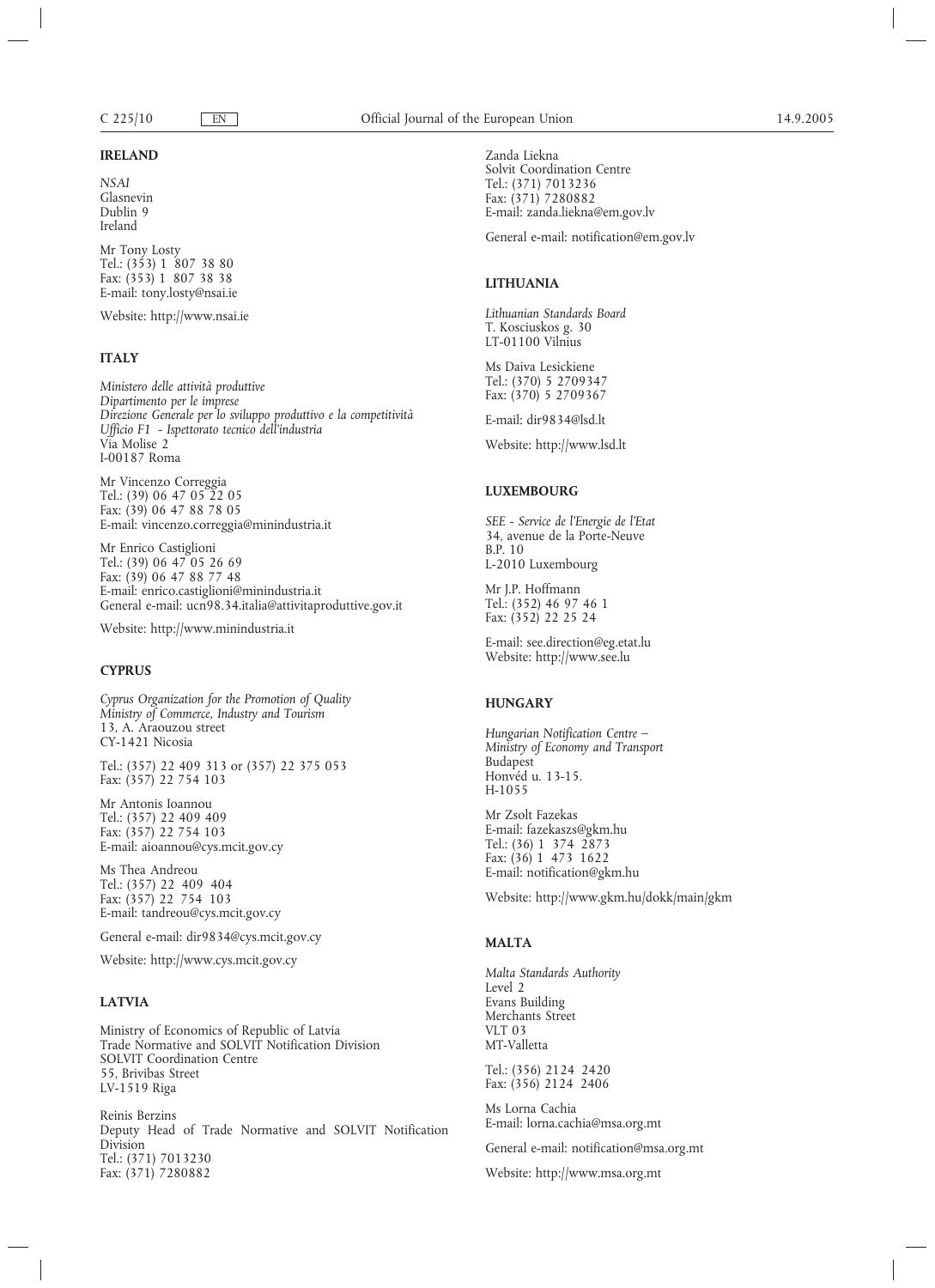**IRELAND**

*NSAI*
Glasnevin
Dublin 9
Ireland

Mr Tony Losty
Tel.: (353) 1 807 38 80
Fax: (353) 1 807 38 38
E-mail: tony.losty@nsai.ie

Website: http://www.nsai.ie

**ITALY**

*Ministero delle attività produttive*
*Dipartimento per le imprese*
*Direzione Generale per lo sviluppo produttivo e la competitività*
*Ufficio F1 - Ispettorato tecnico dell'industria*
Via Molise 2
I-00187 Roma

Mr Vincenzo Correggia
Tel.: (39) 06 47 05 22 05
Fax: (39) 06 47 88 78 05
E-mail: vincenzo.correggia@minindustria.it

Mr Enrico Castiglioni
Tel.: (39) 06 47 05 26 69
Fax: (39) 06 47 88 77 48
E-mail: enrico.castiglioni@minindustria.it
General e-mail: ucn98.34.italia@attivitaproduttive.gov.it

Website: http://www.minindustria.it

**CYPRUS**

*Cyprus Organization for the Promotion of Quality*
*Ministry of Commerce, Industry and Tourism*
13, A. Araouzou street
CY-1421 Nicosia

Tel.: (357) 22 409 313 or (357) 22 375 053
Fax: (357) 22 754 103

Mr Antonis Ioannou
Tel.: (357) 22 409 409
Fax: (357) 22 754 103
E-mail: aioannou@cys.mcit.gov.cy

Ms Thea Andreou
Tel.: (357) 22 409 404
Fax: (357) 22 754 103
E-mail: tandreou@cys.mcit.gov.cy

General e-mail: dir9834@cys.mcit.gov.cy

Website: http://www.cys.mcit.gov.cy

**LATVIA**

Ministry of Economics of Republic of Latvia
Trade Normative and SOLVIT Notification Division
SOLVIT Coordination Centre
55, Brivibas Street
LV-1519 Riga

Reinis Berzins
Deputy Head of Trade Normative and SOLVIT Notification Division
Tel.: (371) 7013230
Fax: (371) 7280882

Zanda Liekna
Solvit Coordination Centre
Tel.: (371) 7013236
Fax: (371) 7280882
E-mail: zanda.liekna@em.gov.lv

General e-mail: notification@em.gov.lv

**LITHUANIA**

*Lithuanian Standards Board*
T. Kosciuskos g. 30
LT-01100 Vilnius

Ms Daiva Lesickiene
Tel.: (370) 5 2709347
Fax: (370) 5 2709367

E-mail: dir9834@lsd.lt

Website: http://www.lsd.lt

**LUXEMBOURG**

*SEE - Service de l'Energie de l'Etat*
34, avenue de la Porte-Neuve
B.P. 10
L-2010 Luxembourg

Mr J.P. Hoffmann
Tel.: (352) 46 97 46 1
Fax: (352) 22 25 24

E-mail: see.direction@eg.etat.lu
Website: http://www.see.lu

**HUNGARY**

*Hungarian Notification Centre –*
*Ministry of Economy and Transport*
Budapest
Honvéd u. 13-15.
H-1055

Mr Zsolt Fazekas
E-mail: fazekaszs@gkm.hu
Tel.: (36) 1 374 2873
Fax: (36) 1 473 1622
E-mail: notification@gkm.hu

Website: http://www.gkm.hu/dokk/main/gkm

**MALTA**

*Malta Standards Authority*
Level 2
Evans Building
Merchants Street
VLT 03
MT-Valletta

Tel.: (356) 2124 2420
Fax: (356) 2124 2406

Ms Lorna Cachia
E-mail: lorna.cachia@msa.org.mt

General e-mail: notification@msa.org.mt

Website: http://www.msa.org.mt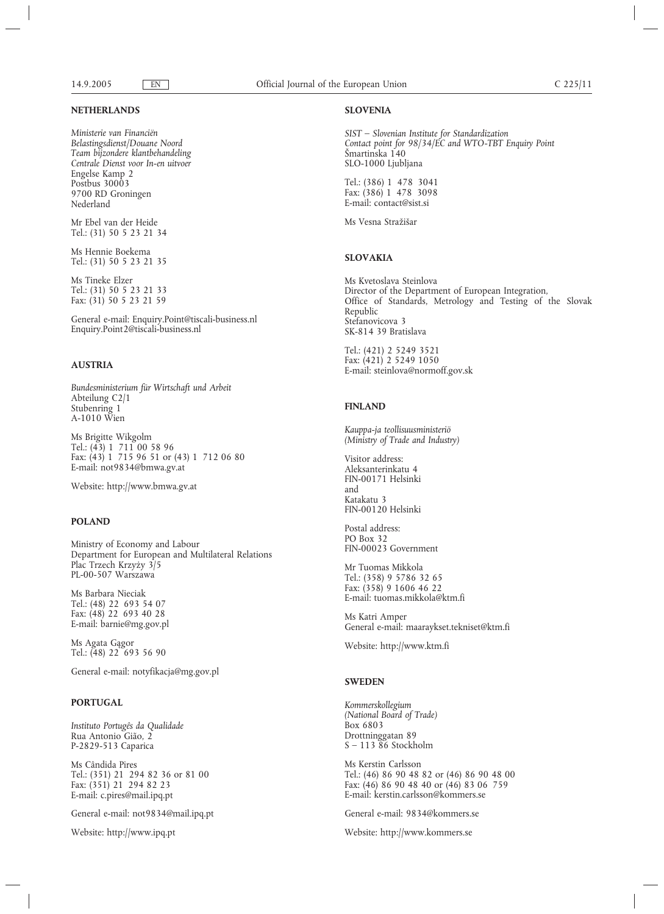**NETHERLANDS**

*Ministerie van Financiën*
*Belastingsdienst/Douane Noord*
*Team bijzondere klantbehandeling*
*Centrale Dienst voor In-en uitvoer*
Engelse Kamp 2
Postbus 30003
9700 RD Groningen
Nederland

Mr Ebel van der Heide
Tel.: (31) 50 5 23 21 34

Ms Hennie Boekema
Tel.: (31) 50 5 23 21 35

Ms Tineke Elzer
Tel.: (31) 50 5 23 21 33
Fax: (31) 50 5 23 21 59

General e-mail: Enquiry.Point@tiscali-business.nl
Enquiry.Point2@tiscali-business.nl

**AUSTRIA**

*Bundesministerium für Wirtschaft und Arbeit*
Abteilung C2/1
Stubenring 1
A-1010 Wien

Ms Brigitte Wikgolm
Tel.: (43) 1 711 00 58 96
Fax: (43) 1 715 96 51 or (43) 1 712 06 80
E-mail: not9834@bmwa.gv.at

Website: http://www.bmwa.gv.at

**POLAND**

Ministry of Economy and Labour
Department for European and Multilateral Relations
Plac Trzech Krzyży 3/5
PL-00-507 Warszawa

Ms Barbara Nieciak
Tel.: (48) 22 693 54 07
Fax: (48) 22 693 40 28
E-mail: barnie@mg.gov.pl

Ms Agata Gągor
Tel.: (48) 22 693 56 90

General e-mail: notyfikacja@mg.gov.pl

**PORTUGAL**

*Instituto Portugês da Qualidade*
Rua Antonio Gião, 2
P-2829-513 Caparica

Ms Cândida Pires
Tel.: (351) 21 294 82 36 or 81 00
Fax: (351) 21 294 82 23
E-mail: c.pires@mail.ipq.pt

General e-mail: not9834@mail.ipq.pt

Website: http://www.ipq.pt

**SLOVENIA**

*SIST — Slovenian Institute for Standardization*
*Contact point for 98/34/EC and WTO-TBT Enquiry Point*
Šmartinska 140
SLO-1000 Ljubljana

Tel.: (386) 1 478 3041
Fax: (386) 1 478 3098
E-mail: contact@sist.si

Ms Vesna Stražišar

**SLOVAKIA**

Ms Kvetoslava Steinlova
Director of the Department of European Integration,
Office of Standards, Metrology and Testing of the Slovak Republic
Stefanovicova 3
SK-814 39 Bratislava

Tel.: (421) 2 5249 3521
Fax: (421) 2 5249 1050
E-mail: steinlova@normoff.gov.sk

**FINLAND**

*Kauppa-ja teollisuusministeriö*
*(Ministry of Trade and Industry)*

Visitor address:
Aleksanterinkatu 4
FIN-00171 Helsinki
and
Katakatu 3
FIN-00120 Helsinki

Postal address:
PO Box 32
FIN-00023 Government

Mr Tuomas Mikkola
Tel.: (358) 9 5786 32 65
Fax: (358) 9 1606 46 22
E-mail: tuomas.mikkola@ktm.fi

Ms Katri Amper
General e-mail: maaraykset.tekniset@ktm.fi

Website: http://www.ktm.fi

**SWEDEN**

*Kommerskollegium*
*(National Board of Trade)*
Box 6803
Drottninggatan 89
S — 113 86 Stockholm

Ms Kerstin Carlsson
Tel.: (46) 86 90 48 82 or (46) 86 90 48 00
Fax: (46) 86 90 48 40 or (46) 83 06 759
E-mail: kerstin.carlsson@kommers.se

General e-mail: 9834@kommers.se

Website: http://www.kommers.se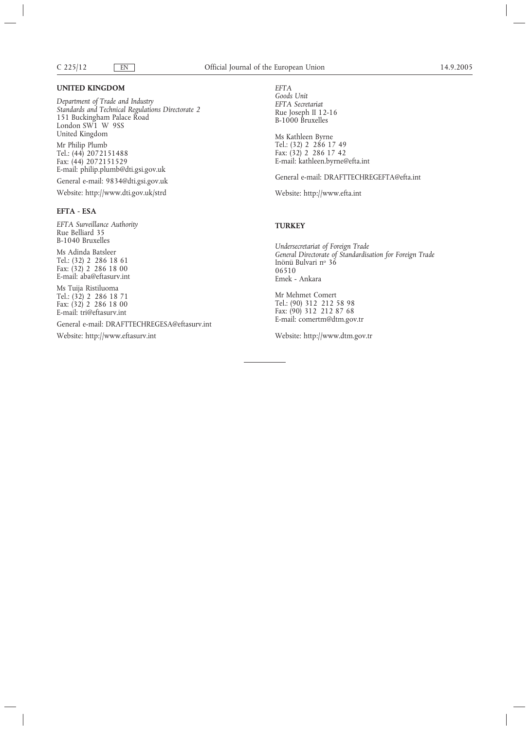**UNITED KINGDOM**

*Department of Trade and Industry*
*Standards and Technical Regulations Directorate 2*
151 Buckingham Palace Road
London SW1 W 9SS
United Kingdom

Mr Philip Plumb
Tel.: (44) 2072151488
Fax: (44) 2072151529
E-mail: philip.plumb@dti.gsi.gov.uk

General e-mail: 9834@dti.gsi.gov.uk

Website: http://www.dti.gov.uk/strd

**EFTA - ESA**

*EFTA Surveillance Authority*
Rue Belliard 35
B-1040 Bruxelles

Ms Adinda Batsleer
Tel.: (32) 2 286 18 61
Fax: (32) 2 286 18 00
E-mail: aba@eftasurv.int

Ms Tuija Ristiluoma
Tel.: (32) 2 286 18 71
Fax: (32) 2 286 18 00
E-mail: tri@eftasurv.int

General e-mail: DRAFTTECHREGESA@eftasurv.int

Website: http://www.eftasurv.int

*EFTA*
*Goods Unit*
*EFTA Secretariat*
Rue Joseph II 12-16
B-1000 Bruxelles

Ms Kathleen Byrne
Tel.: (32) 2 286 17 49
Fax: (32) 2 286 17 42
E-mail: kathleen.byrne@efta.int

General e-mail: DRAFTTECHREGEFTA@efta.int

Website: http://www.efta.int

**TURKEY**

*Undersecretariat of Foreign Trade*
*General Directorate of Standardisation for Foreign Trade*
Inönü Bulvari nº 36
06510
Emek - Ankara

Mr Mehmet Comert
Tel.: (90) 312 212 58 98
Fax: (90) 312 212 87 68
E-mail: comertm@dtm.gov.tr

Website: http://www.dtm.gov.tr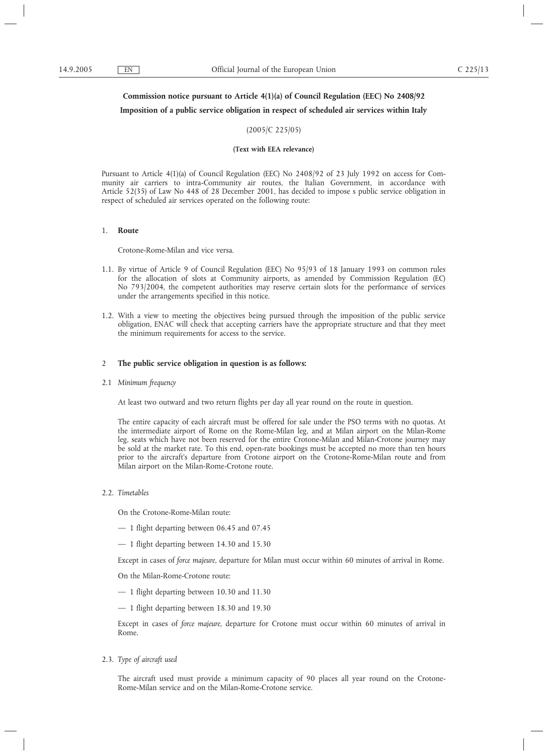**Commission notice pursuant to Article 4(1)(a) of Council Regulation (EEC) No 2408/92**

**Imposition of a public service obligation in respect of scheduled air services within Italy**

(2005/C 225/05)

**(Text with EEA relevance)**

Pursuant to Article 4(1)(a) of Council Regulation (EEC) No 2408/92 of 23 July 1992 on access for Community air carriers to intra-Community air routes, the Italian Government, in accordance with Article 52(35) of Law No 448 of 28 December 2001, has decided to impose s public service obligation in respect of scheduled air services operated on the following route:

1. **Route**

   Crotone-Rome-Milan and vice versa.

1.1. By virtue of Article 9 of Council Regulation (EEC) No 95/93 of 18 January 1993 on common rules for the allocation of slots at Community airports, as amended by Commission Regulation (EC) No 793/2004, the competent authorities may reserve certain slots for the performance of services under the arrangements specified in this notice.

1.2. With a view to meeting the objectives being pursued through the imposition of the public service obligation, ENAC will check that accepting carriers have the appropriate structure and that they meet the minimum requirements for access to the service.

2 **The public service obligation in question is as follows:**

2.1 *Minimum frequency*

At least two outward and two return flights per day all year round on the route in question.

The entire capacity of each aircraft must be offered for sale under the PSO terms with no quotas. At the intermediate airport of Rome on the Rome-Milan leg, and at Milan airport on the Milan-Rome leg, seats which have not been reserved for the entire Crotone-Milan and Milan-Crotone journey may be sold at the market rate. To this end, open-rate bookings must be accepted no more than ten hours prior to the aircraft's departure from Crotone airport on the Crotone-Rome-Milan route and from Milan airport on the Milan-Rome-Crotone route.

2.2. *Timetables*

On the Crotone-Rome-Milan route:

— 1 flight departing between 06.45 and 07.45

— 1 flight departing between 14.30 and 15.30

Except in cases of *force majeure*, departure for Milan must occur within 60 minutes of arrival in Rome.

On the Milan-Rome-Crotone route:

— 1 flight departing between 10.30 and 11.30

— 1 flight departing between 18.30 and 19.30

Except in cases of *force majeure*, departure for Crotone must occur within 60 minutes of arrival in Rome.

2.3. *Type of aircraft used*

The aircraft used must provide a minimum capacity of 90 places all year round on the Crotone-Rome-Milan service and on the Milan-Rome-Crotone service.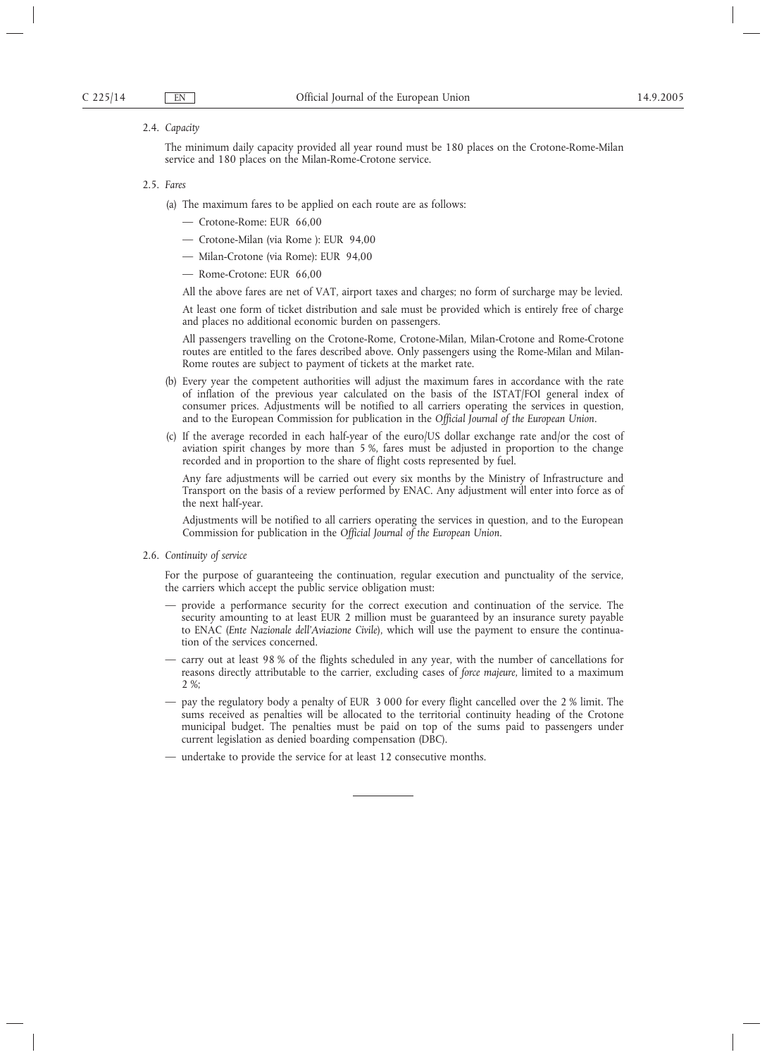2.4. *Capacity*

The minimum daily capacity provided all year round must be 180 places on the Crotone-Rome-Milan service and 180 places on the Milan-Rome-Crotone service.

2.5. *Fares*

(a) The maximum fares to be applied on each route are as follows:

— Crotone-Rome: EUR 66,00

— Crotone-Milan (via Rome ): EUR 94,00

— Milan-Crotone (via Rome): EUR 94,00

— Rome-Crotone: EUR 66,00

All the above fares are net of VAT, airport taxes and charges; no form of surcharge may be levied.

At least one form of ticket distribution and sale must be provided which is entirely free of charge and places no additional economic burden on passengers.

All passengers travelling on the Crotone-Rome, Crotone-Milan, Milan-Crotone and Rome-Crotone routes are entitled to the fares described above. Only passengers using the Rome-Milan and Milan-Rome routes are subject to payment of tickets at the market rate.

(b) Every year the competent authorities will adjust the maximum fares in accordance with the rate of inflation of the previous year calculated on the basis of the ISTAT/FOI general index of consumer prices. Adjustments will be notified to all carriers operating the services in question, and to the European Commission for publication in the *Official Journal of the European Union*.

(c) If the average recorded in each half-year of the euro/US dollar exchange rate and/or the cost of aviation spirit changes by more than 5 %, fares must be adjusted in proportion to the change recorded and in proportion to the share of flight costs represented by fuel.

Any fare adjustments will be carried out every six months by the Ministry of Infrastructure and Transport on the basis of a review performed by ENAC. Any adjustment will enter into force as of the next half-year.

Adjustments will be notified to all carriers operating the services in question, and to the European Commission for publication in the *Official Journal of the European Union*.

2.6. *Continuity of service*

For the purpose of guaranteeing the continuation, regular execution and punctuality of the service, the carriers which accept the public service obligation must:

— provide a performance security for the correct execution and continuation of the service. The security amounting to at least EUR 2 million must be guaranteed by an insurance surety payable to ENAC (*Ente Nazionale dell'Aviazione Civile*), which will use the payment to ensure the continuation of the services concerned.

— carry out at least 98 % of the flights scheduled in any year, with the number of cancellations for reasons directly attributable to the carrier, excluding cases of *force majeure*, limited to a maximum 2 %;

— pay the regulatory body a penalty of EUR 3 000 for every flight cancelled over the 2 % limit. The sums received as penalties will be allocated to the territorial continuity heading of the Crotone municipal budget. The penalties must be paid on top of the sums paid to passengers under current legislation as denied boarding compensation (DBC).

— undertake to provide the service for at least 12 consecutive months.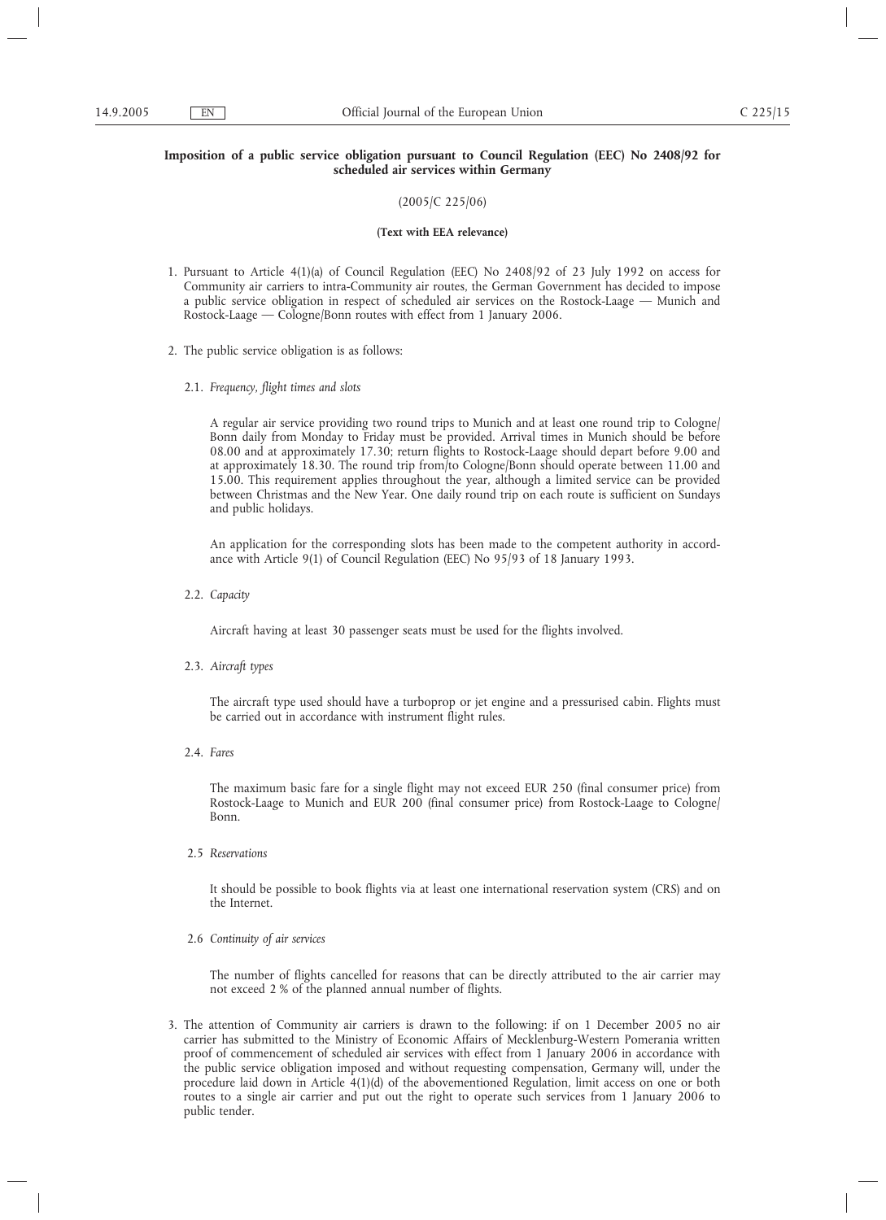**Imposition of a public service obligation pursuant to Council Regulation (EEC) No 2408/92 for scheduled air services within Germany**

(2005/C 225/06)

**(Text with EEA relevance)**

1. Pursuant to Article 4(1)(a) of Council Regulation (EEC) No 2408/92 of 23 July 1992 on access for Community air carriers to intra-Community air routes, the German Government has decided to impose a public service obligation in respect of scheduled air services on the Rostock-Laage — Munich and Rostock-Laage — Cologne/Bonn routes with effect from 1 January 2006.

2. The public service obligation is as follows:

   2.1. *Frequency, flight times and slots*

   A regular air service providing two round trips to Munich and at least one round trip to Cologne/Bonn daily from Monday to Friday must be provided. Arrival times in Munich should be before 08.00 and at approximately 17.30; return flights to Rostock-Laage should depart before 9.00 and at approximately 18.30. The round trip from/to Cologne/Bonn should operate between 11.00 and 15.00. This requirement applies throughout the year, although a limited service can be provided between Christmas and the New Year. One daily round trip on each route is sufficient on Sundays and public holidays.

   An application for the corresponding slots has been made to the competent authority in accordance with Article 9(1) of Council Regulation (EEC) No 95/93 of 18 January 1993.

   2.2. *Capacity*

   Aircraft having at least 30 passenger seats must be used for the flights involved.

   2.3. *Aircraft types*

   The aircraft type used should have a turboprop or jet engine and a pressurised cabin. Flights must be carried out in accordance with instrument flight rules.

   2.4. *Fares*

   The maximum basic fare for a single flight may not exceed EUR 250 (final consumer price) from Rostock-Laage to Munich and EUR 200 (final consumer price) from Rostock-Laage to Cologne/Bonn.

   2.5 *Reservations*

   It should be possible to book flights via at least one international reservation system (CRS) and on the Internet.

   2.6 *Continuity of air services*

   The number of flights cancelled for reasons that can be directly attributed to the air carrier may not exceed 2 % of the planned annual number of flights.

3. The attention of Community air carriers is drawn to the following: if on 1 December 2005 no air carrier has submitted to the Ministry of Economic Affairs of Mecklenburg-Western Pomerania written proof of commencement of scheduled air services with effect from 1 January 2006 in accordance with the public service obligation imposed and without requesting compensation, Germany will, under the procedure laid down in Article 4(1)(d) of the abovementioned Regulation, limit access on one or both routes to a single air carrier and put out the right to operate such services from 1 January 2006 to public tender.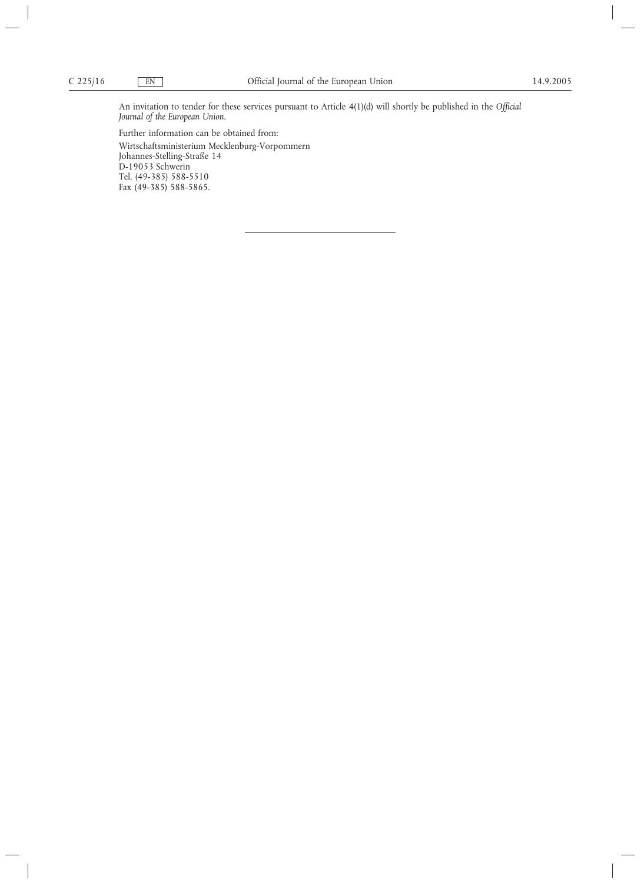An invitation to tender for these services pursuant to Article 4(1)(d) will shortly be published in the *Official Journal of the European Union*.

Further information can be obtained from:

Wirtschaftsministerium Mecklenburg-Vorpommern
Johannes-Stelling-Straße 14
D-19053 Schwerin
Tel. (49-385) 588-5510
Fax (49-385) 588-5865.